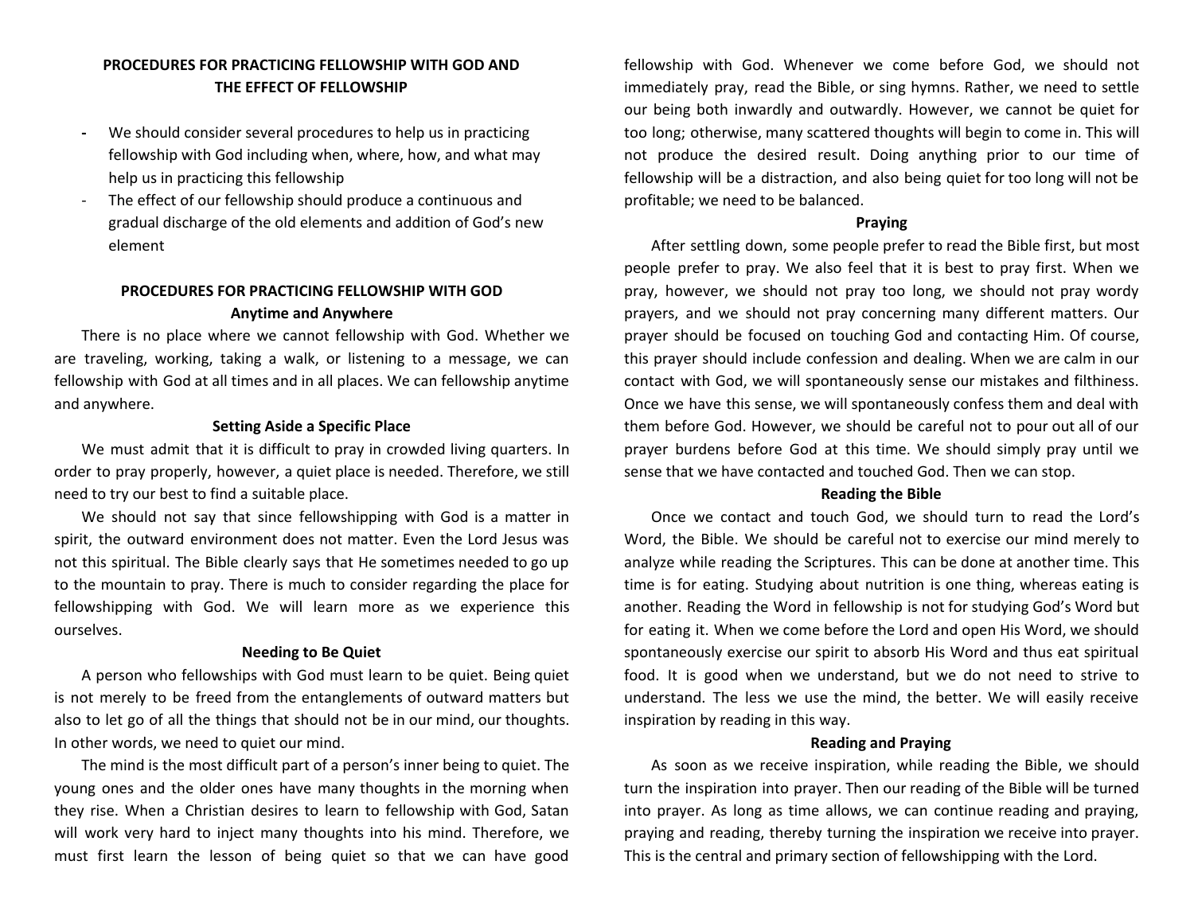## PROCEDURES FOR PRACTICING FELLOWSHIP WITH GOD AND THE EFFECT OF FELLOWSHIP

- We should consider several procedures to help us in practicing fellowship with God including when, where, how, and what may help us in practicing this fellowship
- The effect of our fellowship should produce a continuous and gradual discharge of the old elements and addition of God's new element

## PROCEDURES FOR PRACTICING FELLOWSHIP WITH GOD

### Anytime and Anywhere

There is no place where we cannot fellowship with God. Whether we are traveling, working, taking a walk, or listening to a message, we can fellowship with God at all times and in all places. We can fellowship anytime and anywhere.

### Setting Aside a Specific Place

We must admit that it is difficult to pray in crowded living quarters. In order to pray properly, however, a quiet place is needed. Therefore, we still need to try our best to find a suitable place.

We should not say that since fellowshipping with God is a matter in spirit, the outward environment does not matter. Even the Lord Jesus was not this spiritual. The Bible clearly says that He sometimes needed to go up to the mountain to pray. There is much to consider regarding the place for fellowshipping with God. We will learn more as we experience this ourselves.

### Needing to Be Quiet

A person who fellowships with God must learn to be quiet. Being quiet is not merely to be freed from the entanglements of outward matters but also to let go of all the things that should not be in our mind, our thoughts. In other words, we need to quiet our mind.

The mind is the most difficult part of a person's inner being to quiet. The young ones and the older ones have many thoughts in the morning when they rise. When a Christian desires to learn to fellowship with God, Satan will work very hard to inject many thoughts into his mind. Therefore, we must first learn the lesson of being quiet so that we can have good fellowship with God. Whenever we come before God, we should not immediately pray, read the Bible, or sing hymns. Rather, we need to settle our being both inwardly and outwardly. However, we cannot be quiet for too long; otherwise, many scattered thoughts will begin to come in. This will not produce the desired result. Doing anything prior to our time of fellowship will be a distraction, and also being quiet for too long will not be profitable; we need to be balanced.

### Praying

After settling down, some people prefer to read the Bible first, but most people prefer to pray. We also feel that it is best to pray first. When we pray, however, we should not pray too long, we should not pray wordy prayers, and we should not pray concerning many different matters. Our prayer should be focused on touching God and contacting Him. Of course, this prayer should include confession and dealing. When we are calm in our contact with God, we will spontaneously sense our mistakes and filthiness. Once we have this sense, we will spontaneously confess them and deal with them before God. However, we should be careful not to pour out all of our prayer burdens before God at this time. We should simply pray until we sense that we have contacted and touched God. Then we can stop.

### Reading the Bible

Once we contact and touch God, we should turn to read the Lord's Word, the Bible. We should be careful not to exercise our mind merely to analyze while reading the Scriptures. This can be done at another time. This time is for eating. Studying about nutrition is one thing, whereas eating is another. Reading the Word in fellowship is not for studying God's Word but for eating it. When we come before the Lord and open His Word, we should spontaneously exercise our spirit to absorb His Word and thus eat spiritual food. It is good when we understand, but we do not need to strive to understand. The less we use the mind, the better. We will easily receive inspiration by reading in this way.

### Reading and Praying

As soon as we receive inspiration, while reading the Bible, we should turn the inspiration into prayer. Then our reading of the Bible will be turned into prayer. As long as time allows, we can continue reading and praying, praying and reading, thereby turning the inspiration we receive into prayer. This is the central and primary section of fellowshipping with the Lord.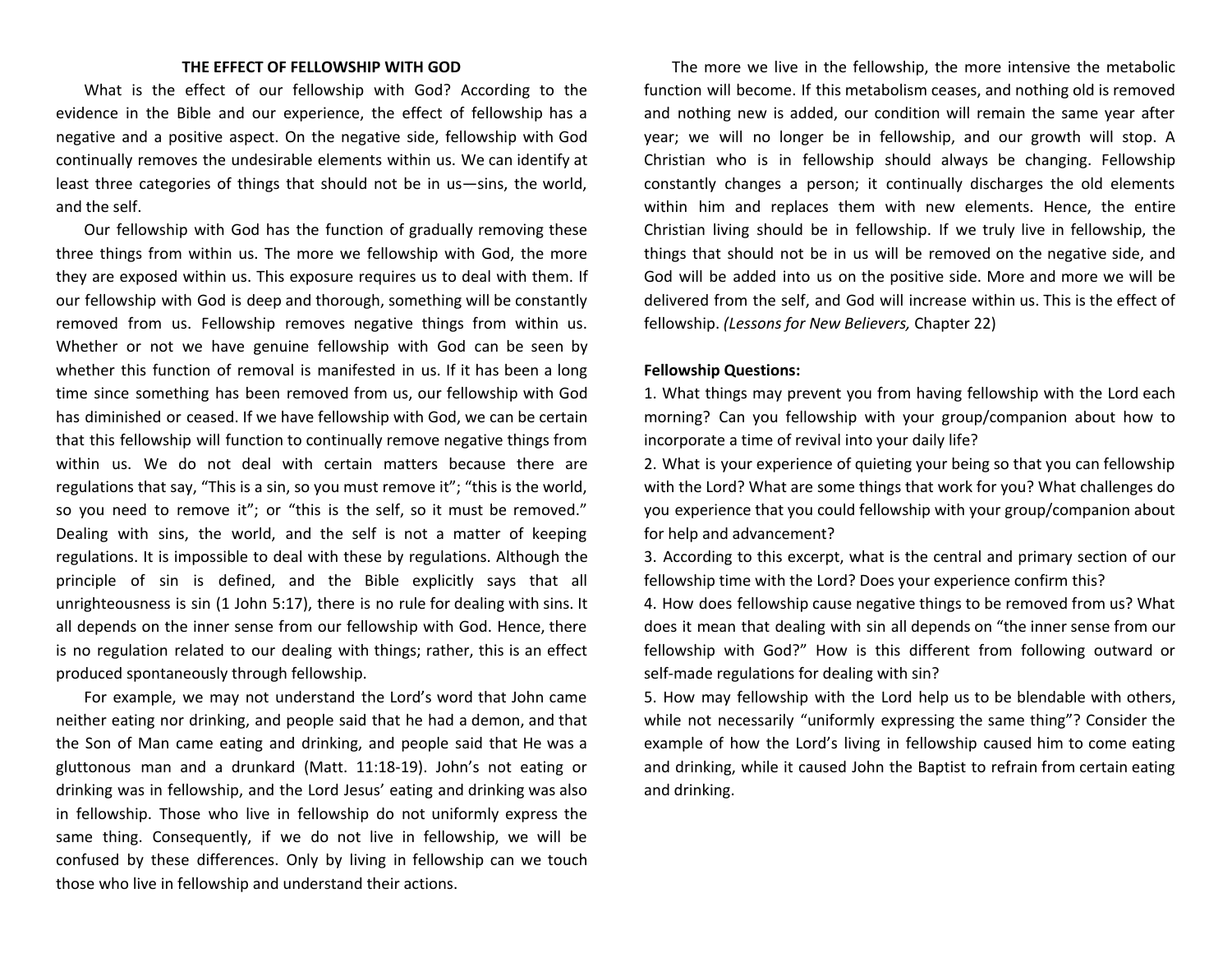## THE EFFECT OF FELLOWSHIP WITH GOD

What is the effect of our fellowship with God? According to the evidence in the Bible and our experience, the effect of fellowship has a negative and a positive aspect. On the negative side, fellowship with God continually removes the undesirable elements within us. We can identify at least three categories of things that should not be in us—sins, the world, and the self.

Our fellowship with God has the function of gradually removing these three things from within us. The more we fellowship with God, the more they are exposed within us. This exposure requires us to deal with them. If our fellowship with God is deep and thorough, something will be constantly removed from us. Fellowship removes negative things from within us. Whether or not we have genuine fellowship with God can be seen by whether this function of removal is manifested in us. If it has been a long time since something has been removed from us, our fellowship with God has diminished or ceased. If we have fellowship with God, we can be certain that this fellowship will function to continually remove negative things from within us. We do not deal with certain matters because there are regulations that say, "This is a sin, so you must remove it"; "this is the world, so you need to remove it"; or "this is the self, so it must be removed." Dealing with sins, the world, and the self is not a matter of keeping regulations. It is impossible to deal with these by regulations. Although the principle of sin is defined, and the Bible explicitly says that all unrighteousness is sin (1 John 5:17), there is no rule for dealing with sins. It all depends on the inner sense from our fellowship with God. Hence, there is no regulation related to our dealing with things; rather, this is an effect produced spontaneously through fellowship.

For example, we may not understand the Lord's word that John came neither eating nor drinking, and people said that he had a demon, and that the Son of Man came eating and drinking, and people said that He was a gluttonous man and a drunkard (Matt. 11:18-19). John's not eating or drinking was in fellowship, and the Lord Jesus' eating and drinking was also in fellowship. Those who live in fellowship do not uniformly express the same thing. Consequently, if we do not live in fellowship, we will be confused by these differences. Only by living in fellowship can we touch those who live in fellowship and understand their actions.

The more we live in the fellowship, the more intensive the metabolic function will become. If this metabolism ceases, and nothing old is removed and nothing new is added, our condition will remain the same year after year; we will no longer be in fellowship, and our growth will stop. A Christian who is in fellowship should always be changing. Fellowship constantly changes a person; it continually discharges the old elements within him and replaces them with new elements. Hence, the entire Christian living should be in fellowship. If we truly live in fellowship, the things that should not be in us will be removed on the negative side, and God will be added into us on the positive side. More and more we will be delivered from the self, and God will increase within us. This is the effect of fellowship. *(Lessons for New Believers,* Chapter 22)

**Fellowship Questions:**

1. What things may prevent you from having fellowship with the Lord each morning? Can you fellowship with your group/companion about how to incorporate a time of revival into your daily life?
2. What is your experience of quieting your being so that you can fellowship with the Lord? What are some things that work for you? What challenges do you experience that you could fellowship with your group/companion about for help and advancement?
3. According to this excerpt, what is the central and primary section of our fellowship time with the Lord? Does your experience confirm this?
4. How does fellowship cause negative things to be removed from us? What does it mean that dealing with sin all depends on "the inner sense from our fellowship with God?" How is this different from following outward or self-made regulations for dealing with sin?
5. How may fellowship with the Lord help us to be blendable with others, while not necessarily "uniformly expressing the same thing"? Consider the example of how the Lord's living in fellowship caused him to come eating and drinking, while it caused John the Baptist to refrain from certain eating and drinking.